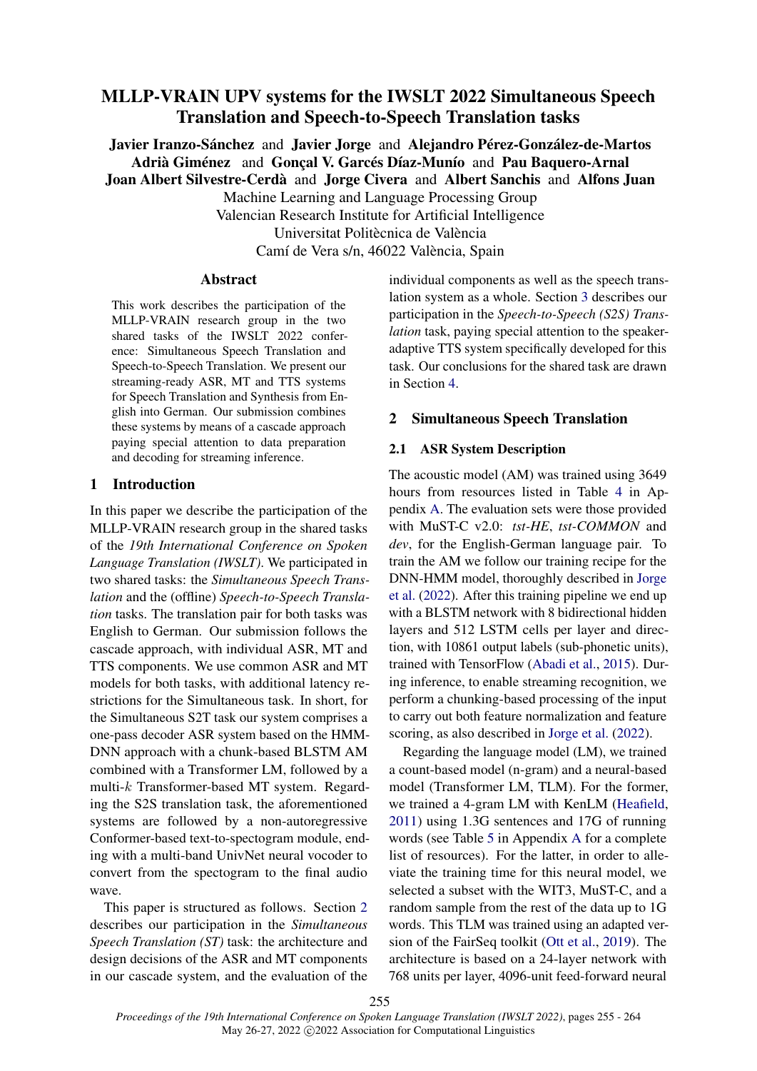# MLLP-VRAIN UPV systems for the IWSLT 2022 Simultaneous Speech Translation and Speech-to-Speech Translation tasks

**Javier Iranzo-Sánchez** and **Javier Jorge** and **Alejandro Pérez-González-de-Martos**
**Adrià Giménez** and **Gonçal V. Garcés Díaz-Munío** and **Pau Baquero-Arnal**
**Joan Albert Silvestre-Cerdà** and **Jorge Civera** and **Albert Sanchis** and **Alfons Juan**

Machine Learning and Language Processing Group
Valencian Research Institute for Artificial Intelligence
Universitat Politècnica de València
Camí de Vera s/n, 46022 València, Spain

## Abstract

This work describes the participation of the MLLP-VRAIN research group in the two shared tasks of the IWSLT 2022 conference: Simultaneous Speech Translation and Speech-to-Speech Translation. We present our streaming-ready ASR, MT and TTS systems for Speech Translation and Synthesis from English into German. Our submission combines these systems by means of a cascade approach paying special attention to data preparation and decoding for streaming inference.

## 1 Introduction

In this paper we describe the participation of the MLLP-VRAIN research group in the shared tasks of the *19th International Conference on Spoken Language Translation (IWSLT)*. We participated in two shared tasks: the *Simultaneous Speech Translation* and the (offline) *Speech-to-Speech Translation* tasks. The translation pair for both tasks was English to German. Our submission follows the cascade approach, with individual ASR, MT and TTS components. We use common ASR and MT models for both tasks, with additional latency restrictions for the Simultaneous task. In short, for the Simultaneous S2T task our system comprises a one-pass decoder ASR system based on the HMM-DNN approach with a chunk-based BLSTM AM combined with a Transformer LM, followed by a multi-$k$ Transformer-based MT system. Regarding the S2S translation task, the aforementioned systems are followed by a non-autoregressive Conformer-based text-to-spectogram module, ending with a multi-band UnivNet neural vocoder to convert from the spectogram to the final audio wave.

This paper is structured as follows. Section 2 describes our participation in the *Simultaneous Speech Translation (ST)* task: the architecture and design decisions of the ASR and MT components in our cascade system, and the evaluation of the individual components as well as the speech translation system as a whole. Section 3 describes our participation in the *Speech-to-Speech (S2S) Translation* task, paying special attention to the speaker-adaptive TTS system specifically developed for this task. Our conclusions for the shared task are drawn in Section 4.

## 2 Simultaneous Speech Translation

### 2.1 ASR System Description

The acoustic model (AM) was trained using 3649 hours from resources listed in Table 4 in Appendix A. The evaluation sets were those provided with MuST-C v2.0: *tst-HE*, *tst-COMMON* and *dev*, for the English-German language pair. To train the AM we follow our training recipe for the DNN-HMM model, thoroughly described in Jorge et al. (2022). After this training pipeline we end up with a BLSTM network with 8 bidirectional hidden layers and 512 LSTM cells per layer and direction, with 10861 output labels (sub-phonetic units), trained with TensorFlow (Abadi et al., 2015). During inference, to enable streaming recognition, we perform a chunking-based processing of the input to carry out both feature normalization and feature scoring, as also described in Jorge et al. (2022).

Regarding the language model (LM), we trained a count-based model (n-gram) and a neural-based model (Transformer LM, TLM). For the former, we trained a 4-gram LM with KenLM (Heafield, 2011) using 1.3G sentences and 17G of running words (see Table 5 in Appendix A for a complete list of resources). For the latter, in order to alleviate the training time for this neural model, we selected a subset with the WIT3, MuST-C, and a random sample from the rest of the data up to 1G words. This TLM was trained using an adapted version of the FairSeq toolkit (Ott et al., 2019). The architecture is based on a 24-layer network with 768 units per layer, 4096-unit feed-forward neural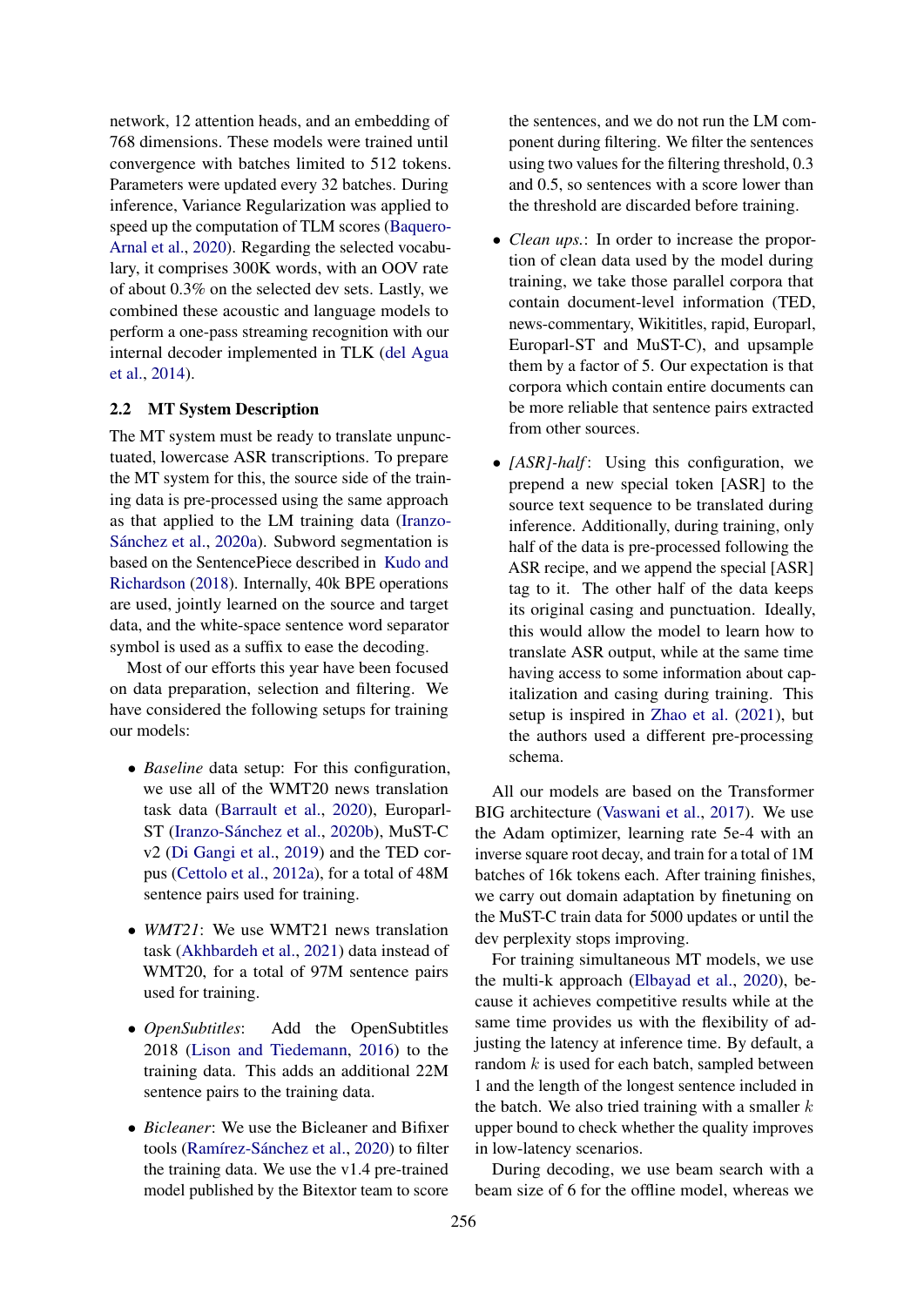network, 12 attention heads, and an embedding of 768 dimensions. These models were trained until convergence with batches limited to 512 tokens. Parameters were updated every 32 batches. During inference, Variance Regularization was applied to speed up the computation of TLM scores (Baquero-Arnal et al., 2020). Regarding the selected vocabulary, it comprises 300K words, with an OOV rate of about 0.3% on the selected dev sets. Lastly, we combined these acoustic and language models to perform a one-pass streaming recognition with our internal decoder implemented in TLK (del Agua et al., 2014).

### 2.2 MT System Description

The MT system must be ready to translate unpunctuated, lowercase ASR transcriptions. To prepare the MT system for this, the source side of the training data is pre-processed using the same approach as that applied to the LM training data (Iranzo-Sánchez et al., 2020a). Subword segmentation is based on the SentencePiece described in Kudo and Richardson (2018). Internally, 40k BPE operations are used, jointly learned on the source and target data, and the white-space sentence word separator symbol is used as a suffix to ease the decoding.

Most of our efforts this year have been focused on data preparation, selection and filtering. We have considered the following setups for training our models:

- *Baseline* data setup: For this configuration, we use all of the WMT20 news translation task data (Barrault et al., 2020), Europarl-ST (Iranzo-Sánchez et al., 2020b), MuST-C v2 (Di Gangi et al., 2019) and the TED corpus (Cettolo et al., 2012a), for a total of 48M sentence pairs used for training.
- *WMT21*: We use WMT21 news translation task (Akhbardeh et al., 2021) data instead of WMT20, for a total of 97M sentence pairs used for training.
- *OpenSubtitles*: Add the OpenSubtitles 2018 (Lison and Tiedemann, 2016) to the training data. This adds an additional 22M sentence pairs to the training data.
- *Bicleaner*: We use the Bicleaner and Bifixer tools (Ramírez-Sánchez et al., 2020) to filter the training data. We use the v1.4 pre-trained model published by the Bitextor team to score the sentences, and we do not run the LM component during filtering. We filter the sentences using two values for the filtering threshold, 0.3 and 0.5, so sentences with a score lower than the threshold are discarded before training.
- *Clean ups.*: In order to increase the proportion of clean data used by the model during training, we take those parallel corpora that contain document-level information (TED, news-commentary, Wikititles, rapid, Europarl, Europarl-ST and MuST-C), and upsample them by a factor of 5. Our expectation is that corpora which contain entire documents can be more reliable that sentence pairs extracted from other sources.
- *[ASR]-half*: Using this configuration, we prepend a new special token [ASR] to the source text sequence to be translated during inference. Additionally, during training, only half of the data is pre-processed following the ASR recipe, and we append the special [ASR] tag to it. The other half of the data keeps its original casing and punctuation. Ideally, this would allow the model to learn how to translate ASR output, while at the same time having access to some information about capitalization and casing during training. This setup is inspired in Zhao et al. (2021), but the authors used a different pre-processing schema.

All our models are based on the Transformer BIG architecture (Vaswani et al., 2017). We use the Adam optimizer, learning rate 5e-4 with an inverse square root decay, and train for a total of 1M batches of 16k tokens each. After training finishes, we carry out domain adaptation by finetuning on the MuST-C train data for 5000 updates or until the dev perplexity stops improving.

For training simultaneous MT models, we use the multi-k approach (Elbayad et al., 2020), because it achieves competitive results while at the same time provides us with the flexibility of adjusting the latency at inference time. By default, a random $k$ is used for each batch, sampled between 1 and the length of the longest sentence included in the batch. We also tried training with a smaller $k$ upper bound to check whether the quality improves in low-latency scenarios.

During decoding, we use beam search with a beam size of 6 for the offline model, whereas we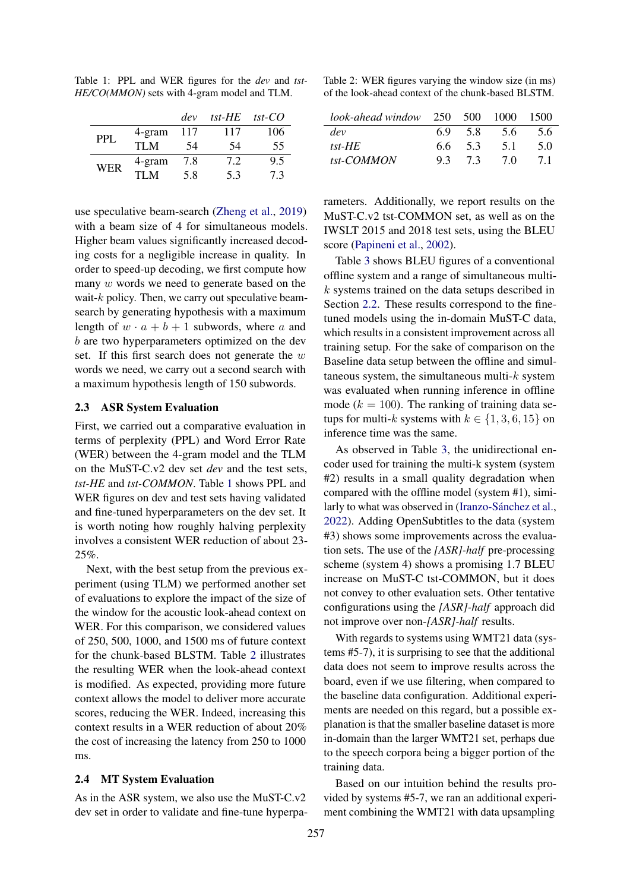Table 1: PPL and WER figures for the *dev* and *tst-HE/CO(MMON)* sets with 4-gram model and TLM.

| | | *dev* | *tst-HE* | *tst-CO* |
|---|---|---|---|---|
| PPL | 4-gram | 117 | 117 | 106 |
| | TLM | 54 | 54 | 55 |
| WER | 4-gram | 7.8 | 7.2 | 9.5 |
| | TLM | 5.8 | 5.3 | 7.3 |

Table 2: WER figures varying the window size (in ms) of the look-ahead context of the chunk-based BLSTM.

| *look-ahead window* | 250 | 500 | 1000 | 1500 |
|---|---|---|---|---|
| *dev* | 6.9 | 5.8 | 5.6 | 5.6 |
| *tst-HE* | 6.6 | 5.3 | 5.1 | 5.0 |
| *tst-COMMON* | 9.3 | 7.3 | 7.0 | 7.1 |

use speculative beam-search (Zheng et al., 2019) with a beam size of 4 for simultaneous models. Higher beam values significantly increased decoding costs for a negligible increase in quality. In order to speed-up decoding, we first compute how many $w$ words we need to generate based on the wait-$k$ policy. Then, we carry out speculative beam-search by generating hypothesis with a maximum length of $w \cdot a + b + 1$ subwords, where $a$ and $b$ are two hyperparameters optimized on the dev set. If this first search does not generate the $w$ words we need, we carry out a second search with a maximum hypothesis length of 150 subwords.

## 2.3 ASR System Evaluation

First, we carried out a comparative evaluation in terms of perplexity (PPL) and Word Error Rate (WER) between the 4-gram model and the TLM on the MuST-C.v2 dev set *dev* and the test sets, *tst-HE* and *tst-COMMON*. Table 1 shows PPL and WER figures on dev and test sets having validated and fine-tuned hyperparameters on the dev set. It is worth noting how roughly halving perplexity involves a consistent WER reduction of about 23-25%.

Next, with the best setup from the previous experiment (using TLM) we performed another set of evaluations to explore the impact of the size of the window for the acoustic look-ahead context on WER. For this comparison, we considered values of 250, 500, 1000, and 1500 ms of future context for the chunk-based BLSTM. Table 2 illustrates the resulting WER when the look-ahead context is modified. As expected, providing more future context allows the model to deliver more accurate scores, reducing the WER. Indeed, increasing this context results in a WER reduction of about 20% the cost of increasing the latency from 250 to 1000 ms.

## 2.4 MT System Evaluation

As in the ASR system, we also use the MuST-C.v2 dev set in order to validate and fine-tune hyperparameters. Additionally, we report results on the MuST-C.v2 tst-COMMON set, as well as on the IWSLT 2015 and 2018 test sets, using the BLEU score (Papineni et al., 2002).

Table 3 shows BLEU figures of a conventional offline system and a range of simultaneous multi-$k$ systems trained on the data setups described in Section 2.2. These results correspond to the fine-tuned models using the in-domain MuST-C data, which results in a consistent improvement across all training setup. For the sake of comparison on the Baseline data setup between the offline and simultaneous system, the simultaneous multi-$k$ system was evaluated when running inference in offline mode ($k = 100$). The ranking of training data setups for multi-$k$ systems with $k \in \{1, 3, 6, 15\}$ on inference time was the same.

As observed in Table 3, the unidirectional encoder used for training the multi-k system (system #2) results in a small quality degradation when compared with the offline model (system #1), similarly to what was observed in (Iranzo-Sánchez et al., 2022). Adding OpenSubtitles to the data (system #3) shows some improvements across the evaluation sets. The use of the *[ASR]-half* pre-processing scheme (system 4) shows a promising 1.7 BLEU increase on MuST-C tst-COMMON, but it does not convey to other evaluation sets. Other tentative configurations using the *[ASR]-half* approach did not improve over non-*[ASR]-half* results.

With regards to systems using WMT21 data (systems #5-7), it is surprising to see that the additional data does not seem to improve results across the board, even if we use filtering, when compared to the baseline data configuration. Additional experiments are needed on this regard, but a possible explanation is that the smaller baseline dataset is more in-domain than the larger WMT21 set, perhaps due to the speech corpora being a bigger portion of the training data.

Based on our intuition behind the results provided by systems #5-7, we ran an additional experiment combining the WMT21 with data upsampling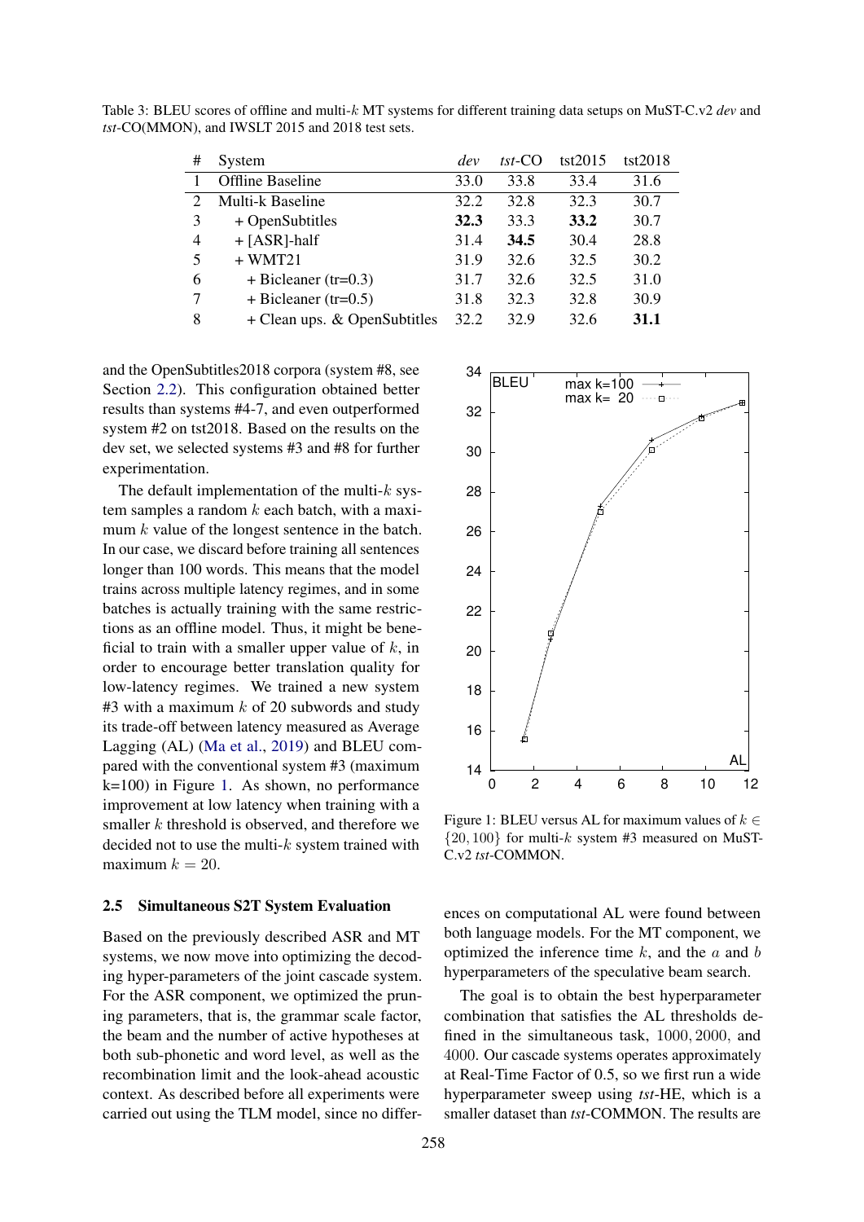Table 3: BLEU scores of offline and multi-$k$ MT systems for different training data setups on MuST-C.v2 *dev* and *tst*-CO(MMON), and IWSLT 2015 and 2018 test sets.

| # | System | *dev* | *tst*-CO | tst2015 | tst2018 |
|---|---|---|---|---|---|
| 1 | Offline Baseline | 33.0 | 33.8 | 33.4 | 31.6 |
| 2 | Multi-k Baseline | 32.2 | 32.8 | 32.3 | 30.7 |
| 3 | + OpenSubtitles | **32.3** | 33.3 | **33.2** | 30.7 |
| 4 | + [ASR]-half | 31.4 | **34.5** | 30.4 | 28.8 |
| 5 | + WMT21 | 31.9 | 32.6 | 32.5 | 30.2 |
| 6 | + Bicleaner (tr=0.3) | 31.7 | 32.6 | 32.5 | 31.0 |
| 7 | + Bicleaner (tr=0.5) | 31.8 | 32.3 | 32.8 | 30.9 |
| 8 | + Clean ups. & OpenSubtitles | 32.2 | 32.9 | 32.6 | **31.1** |

and the OpenSubtitles2018 corpora (system #8, see Section 2.2). This configuration obtained better results than systems #4-7, and even outperformed system #2 on tst2018. Based on the results on the dev set, we selected systems #3 and #8 for further experimentation.

The default implementation of the multi-$k$ system samples a random $k$ each batch, with a maximum $k$ value of the longest sentence in the batch. In our case, we discard before training all sentences longer than 100 words. This means that the model trains across multiple latency regimes, and in some batches is actually training with the same restrictions as an offline model. Thus, it might be beneficial to train with a smaller upper value of $k$, in order to encourage better translation quality for low-latency regimes. We trained a new system #3 with a maximum $k$ of 20 subwords and study its trade-off between latency measured as Average Lagging (AL) (Ma et al., 2019) and BLEU compared with the conventional system #3 (maximum k=100) in Figure 1. As shown, no performance improvement at low latency when training with a smaller $k$ threshold is observed, and therefore we decided not to use the multi-$k$ system trained with maximum $k = 20$.

Figure 1: BLEU versus AL for maximum values of $k \in \{20, 100\}$ for multi-$k$ system #3 measured on MuST-C.v2 *tst*-COMMON.

### 2.5 Simultaneous S2T System Evaluation

Based on the previously described ASR and MT systems, we now move into optimizing the decoding hyper-parameters of the joint cascade system. For the ASR component, we optimized the pruning parameters, that is, the grammar scale factor, the beam and the number of active hypotheses at both sub-phonetic and word level, as well as the recombination limit and the look-ahead acoustic context. As described before all experiments were carried out using the TLM model, since no differences on computational AL were found between both language models. For the MT component, we optimized the inference time $k$, and the $a$ and $b$ hyperparameters of the speculative beam search.

The goal is to obtain the best hyperparameter combination that satisfies the AL thresholds defined in the simultaneous task, $1000, 2000,$ and $4000$. Our cascade systems operates approximately at Real-Time Factor of 0.5, so we first run a wide hyperparameter sweep using *tst*-HE, which is a smaller dataset than *tst*-COMMON. The results are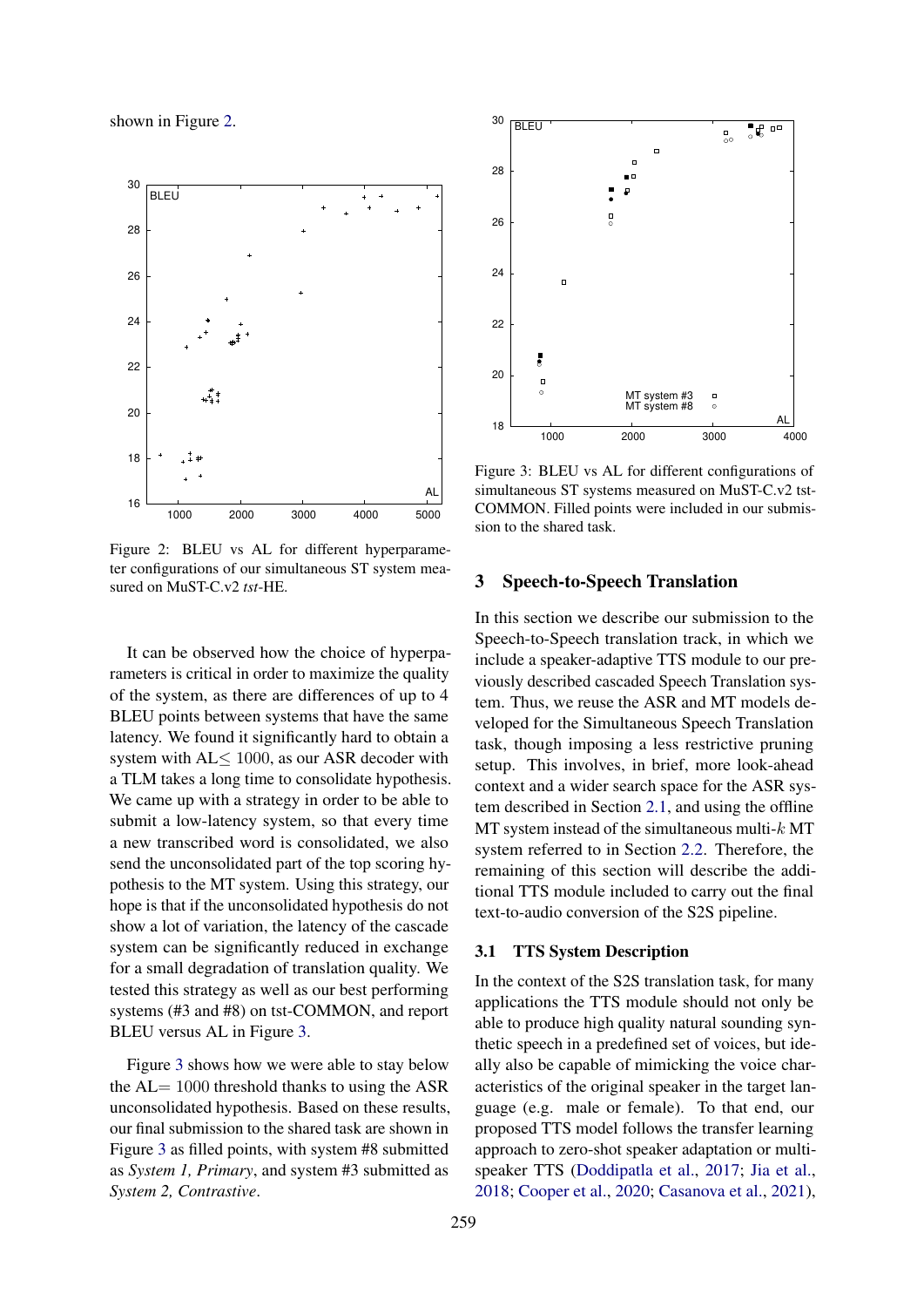shown in Figure 2.

Figure 2: BLEU vs AL for different hyperparameter configurations of our simultaneous ST system measured on MuST-C.v2 *tst*-HE.

It can be observed how the choice of hyperparameters is critical in order to maximize the quality of the system, as there are differences of up to 4 BLEU points between systems that have the same latency. We found it significantly hard to obtain a system with AL$\leq 1000$, as our ASR decoder with a TLM takes a long time to consolidate hypothesis. We came up with a strategy in order to be able to submit a low-latency system, so that every time a new transcribed word is consolidated, we also send the unconsolidated part of the top scoring hypothesis to the MT system. Using this strategy, our hope is that if the unconsolidated hypothesis do not show a lot of variation, the latency of the cascade system can be significantly reduced in exchange for a small degradation of translation quality. We tested this strategy as well as our best performing systems (#3 and #8) on tst-COMMON, and report BLEU versus AL in Figure 3.

Figure 3 shows how we were able to stay below the AL$= 1000$ threshold thanks to using the ASR unconsolidated hypothesis. Based on these results, our final submission to the shared task are shown in Figure 3 as filled points, with system #8 submitted as *System 1, Primary*, and system #3 submitted as *System 2, Contrastive*.

Figure 3: BLEU vs AL for different configurations of simultaneous ST systems measured on MuST-C.v2 tst-COMMON. Filled points were included in our submission to the shared task.

## 3 Speech-to-Speech Translation

In this section we describe our submission to the Speech-to-Speech translation track, in which we include a speaker-adaptive TTS module to our previously described cascaded Speech Translation system. Thus, we reuse the ASR and MT models developed for the Simultaneous Speech Translation task, though imposing a less restrictive pruning setup. This involves, in brief, more look-ahead context and a wider search space for the ASR system described in Section 2.1, and using the offline MT system instead of the simultaneous multi-$k$ MT system referred to in Section 2.2. Therefore, the remaining of this section will describe the additional TTS module included to carry out the final text-to-audio conversion of the S2S pipeline.

### 3.1 TTS System Description

In the context of the S2S translation task, for many applications the TTS module should not only be able to produce high quality natural sounding synthetic speech in a predefined set of voices, but ideally also be capable of mimicking the voice characteristics of the original speaker in the target language (e.g. male or female). To that end, our proposed TTS model follows the transfer learning approach to zero-shot speaker adaptation or multi-speaker TTS (Doddipatla et al., 2017; Jia et al., 2018; Cooper et al., 2020; Casanova et al., 2021),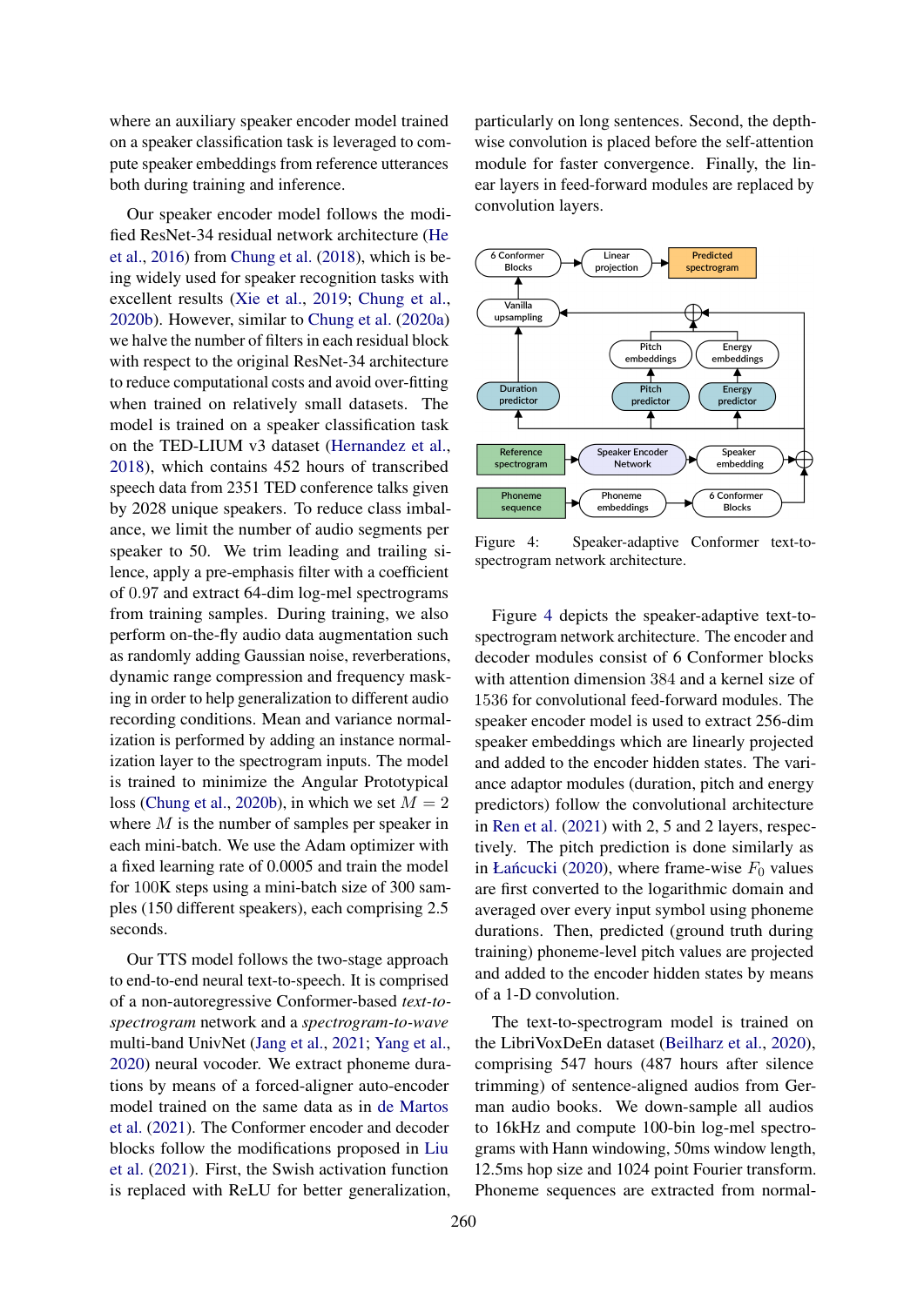where an auxiliary speaker encoder model trained on a speaker classification task is leveraged to compute speaker embeddings from reference utterances both during training and inference.

Our speaker encoder model follows the modified ResNet-34 residual network architecture (He et al., 2016) from Chung et al. (2018), which is being widely used for speaker recognition tasks with excellent results (Xie et al., 2019; Chung et al., 2020b). However, similar to Chung et al. (2020a) we halve the number of filters in each residual block with respect to the original ResNet-34 architecture to reduce computational costs and avoid over-fitting when trained on relatively small datasets. The model is trained on a speaker classification task on the TED-LIUM v3 dataset (Hernandez et al., 2018), which contains 452 hours of transcribed speech data from 2351 TED conference talks given by 2028 unique speakers. To reduce class imbalance, we limit the number of audio segments per speaker to 50. We trim leading and trailing silence, apply a pre-emphasis filter with a coefficient of 0.97 and extract 64-dim log-mel spectrograms from training samples. During training, we also perform on-the-fly audio data augmentation such as randomly adding Gaussian noise, reverberations, dynamic range compression and frequency masking in order to help generalization to different audio recording conditions. Mean and variance normalization is performed by adding an instance normalization layer to the spectrogram inputs. The model is trained to minimize the Angular Prototypical loss (Chung et al., 2020b), in which we set $M = 2$ where $M$ is the number of samples per speaker in each mini-batch. We use the Adam optimizer with a fixed learning rate of 0.0005 and train the model for 100K steps using a mini-batch size of 300 samples (150 different speakers), each comprising 2.5 seconds.

Our TTS model follows the two-stage approach to end-to-end neural text-to-speech. It is comprised of a non-autoregressive Conformer-based *text-to-spectrogram* network and a *spectrogram-to-wave* multi-band UnivNet (Jang et al., 2021; Yang et al., 2020) neural vocoder. We extract phoneme durations by means of a forced-aligner auto-encoder model trained on the same data as in de Martos et al. (2021). The Conformer encoder and decoder blocks follow the modifications proposed in Liu et al. (2021). First, the Swish activation function is replaced with ReLU for better generalization, particularly on long sentences. Second, the depth-wise convolution is placed before the self-attention module for faster convergence. Finally, the linear layers in feed-forward modules are replaced by convolution layers.

Figure 4: Speaker-adaptive Conformer text-to-spectrogram network architecture.

Figure 4 depicts the speaker-adaptive text-to-spectrogram network architecture. The encoder and decoder modules consist of 6 Conformer blocks with attention dimension 384 and a kernel size of 1536 for convolutional feed-forward modules. The speaker encoder model is used to extract 256-dim speaker embeddings which are linearly projected and added to the encoder hidden states. The variance adaptor modules (duration, pitch and energy predictors) follow the convolutional architecture in Ren et al. (2021) with 2, 5 and 2 layers, respectively. The pitch prediction is done similarly as in Łańcucki (2020), where frame-wise $F_0$ values are first converted to the logarithmic domain and averaged over every input symbol using phoneme durations. Then, predicted (ground truth during training) phoneme-level pitch values are projected and added to the encoder hidden states by means of a 1-D convolution.

The text-to-spectrogram model is trained on the LibriVoxDeEn dataset (Beilharz et al., 2020), comprising 547 hours (487 hours after silence trimming) of sentence-aligned audios from German audio books. We down-sample all audios to 16kHz and compute 100-bin log-mel spectrograms with Hann windowing, 50ms window length, 12.5ms hop size and 1024 point Fourier transform. Phoneme sequences are extracted from normal-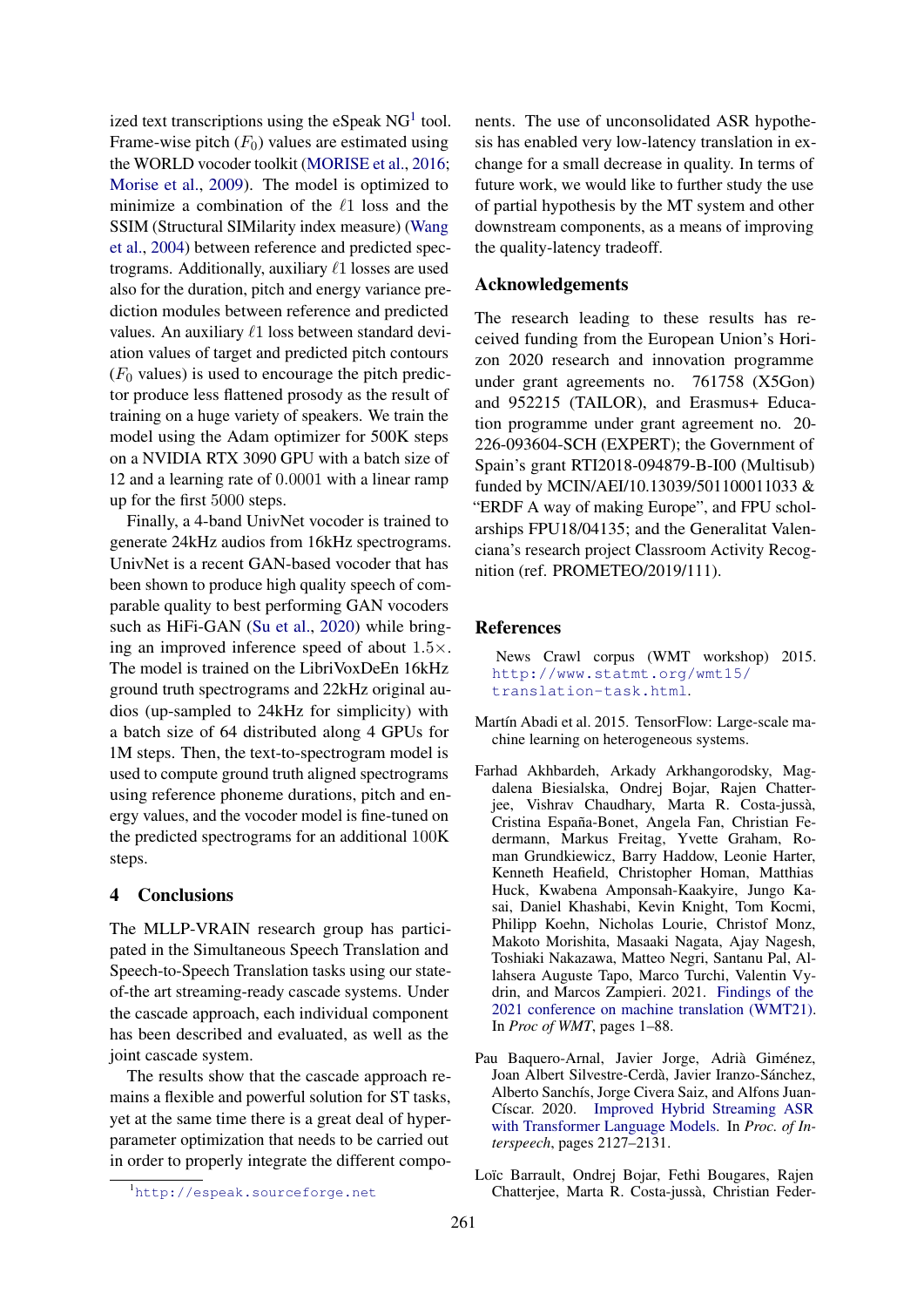ized text transcriptions using the eSpeak NG[1] tool. Frame-wise pitch ($F_0$) values are estimated using the WORLD vocoder toolkit (MORISE et al., 2016; Morise et al., 2009). The model is optimized to minimize a combination of the $\ell 1$ loss and the SSIM (Structural SIMilarity index measure) (Wang et al., 2004) between reference and predicted spectrograms. Additionally, auxiliary $\ell 1$ losses are used also for the duration, pitch and energy variance prediction modules between reference and predicted values. An auxiliary $\ell 1$ loss between standard deviation values of target and predicted pitch contours ($F_0$ values) is used to encourage the pitch predictor produce less flattened prosody as the result of training on a huge variety of speakers. We train the model using the Adam optimizer for 500K steps on a NVIDIA RTX 3090 GPU with a batch size of 12 and a learning rate of $0.0001$ with a linear ramp up for the first $5000$ steps.

Finally, a 4-band UnivNet vocoder is trained to generate 24kHz audios from 16kHz spectrograms. UnivNet is a recent GAN-based vocoder that has been shown to produce high quality speech of comparable quality to best performing GAN vocoders such as HiFi-GAN (Su et al., 2020) while bringing an improved inference speed of about $1.5\times$. The model is trained on the LibriVoxDeEn 16kHz ground truth spectrograms and 22kHz original audios (up-sampled to 24kHz for simplicity) with a batch size of 64 distributed along 4 GPUs for 1M steps. Then, the text-to-spectrogram model is used to compute ground truth aligned spectrograms using reference phoneme durations, pitch and energy values, and the vocoder model is fine-tuned on the predicted spectrograms for an additional $100$K steps.

## 4 Conclusions

The MLLP-VRAIN research group has participated in the Simultaneous Speech Translation and Speech-to-Speech Translation tasks using our state-of-the art streaming-ready cascade systems. Under the cascade approach, each individual component has been described and evaluated, as well as the joint cascade system.

The results show that the cascade approach remains a flexible and powerful solution for ST tasks, yet at the same time there is a great deal of hyper-parameter optimization that needs to be carried out in order to properly integrate the different components. The use of unconsolidated ASR hypothesis has enabled very low-latency translation in exchange for a small decrease in quality. In terms of future work, we would like to further study the use of partial hypothesis by the MT system and other downstream components, as a means of improving the quality-latency tradeoff.

[1] http://espeak.sourceforge.net

## Acknowledgements

The research leading to these results has received funding from the European Union's Horizon 2020 research and innovation programme under grant agreements no. 761758 (X5Gon) and 952215 (TAILOR), and Erasmus+ Education programme under grant agreement no. 20-226-093604-SCH (EXPERT); the Government of Spain's grant RTI2018-094879-B-I00 (Multisub) funded by MCIN/AEI/10.13039/501100011033 & "ERDF A way of making Europe", and FPU scholarships FPU18/04135; and the Generalitat Valenciana's research project Classroom Activity Recognition (ref. PROMETEO/2019/111).

## References

News Crawl corpus (WMT workshop) 2015. http://www.statmt.org/wmt15/translation-task.html.

Martín Abadi et al. 2015. TensorFlow: Large-scale machine learning on heterogeneous systems.

Farhad Akhbardeh, Arkady Arkhangorodsky, Magdalena Biesialska, Ondrej Bojar, Rajen Chatterjee, Vishrav Chaudhary, Marta R. Costa-jussà, Cristina España-Bonet, Angela Fan, Christian Federmann, Markus Freitag, Yvette Graham, Roman Grundkiewicz, Barry Haddow, Leonie Harter, Kenneth Heafield, Christopher Homan, Matthias Huck, Kwabena Amponsah-Kaakyire, Jungo Kasai, Daniel Khashabi, Kevin Knight, Tom Kocmi, Philipp Koehn, Nicholas Lourie, Christof Monz, Makoto Morishita, Masaaki Nagata, Ajay Nagesh, Toshiaki Nakazawa, Matteo Negri, Santanu Pal, Allahsera Auguste Tapo, Marco Turchi, Valentin Vydrin, and Marcos Zampieri. 2021. Findings of the 2021 conference on machine translation (WMT21). In *Proc of WMT*, pages 1–88.

Pau Baquero-Arnal, Javier Jorge, Adrià Giménez, Joan Albert Silvestre-Cerdà, Javier Iranzo-Sánchez, Alberto Sanchís, Jorge Civera Saiz, and Alfons Juan-Císcar. 2020. Improved Hybrid Streaming ASR with Transformer Language Models. In *Proc. of Interspeech*, pages 2127–2131.

Loïc Barrault, Ondrej Bojar, Fethi Bougares, Rajen Chatterjee, Marta R. Costa-jussà, Christian Feder-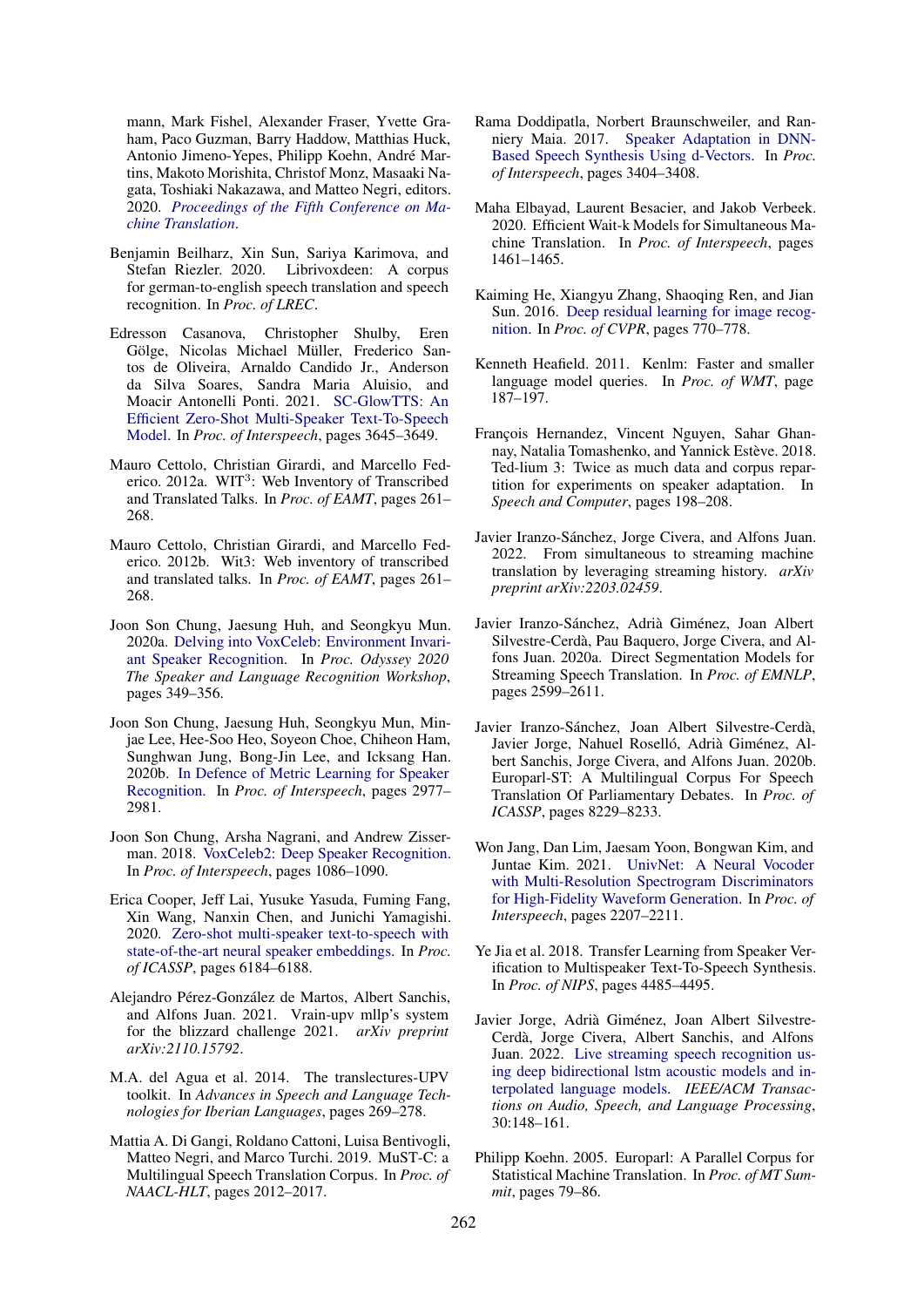mann, Mark Fishel, Alexander Fraser, Yvette Graham, Paco Guzman, Barry Haddow, Matthias Huck, Antonio Jimeno-Yepes, Philipp Koehn, André Martins, Makoto Morishita, Christof Monz, Masaaki Nagata, Toshiaki Nakazawa, and Matteo Negri, editors. 2020. *Proceedings of the Fifth Conference on Machine Translation*.

Benjamin Beilharz, Xin Sun, Sariya Karimova, and Stefan Riezler. 2020. Librivoxdeen: A corpus for german-to-english speech translation and speech recognition. In *Proc. of LREC*.

Edresson Casanova, Christopher Shulby, Eren Gölge, Nicolas Michael Müller, Frederico Santos de Oliveira, Arnaldo Candido Jr., Anderson da Silva Soares, Sandra Maria Aluisio, and Moacir Antonelli Ponti. 2021. SC-GlowTTS: An Efficient Zero-Shot Multi-Speaker Text-To-Speech Model. In *Proc. of Interspeech*, pages 3645–3649.

Mauro Cettolo, Christian Girardi, and Marcello Federico. 2012a. WIT$^3$: Web Inventory of Transcribed and Translated Talks. In *Proc. of EAMT*, pages 261–268.

Mauro Cettolo, Christian Girardi, and Marcello Federico. 2012b. Wit3: Web inventory of transcribed and translated talks. In *Proc. of EAMT*, pages 261–268.

Joon Son Chung, Jaesung Huh, and Seongkyu Mun. 2020a. Delving into VoxCeleb: Environment Invariant Speaker Recognition. In *Proc. Odyssey 2020 The Speaker and Language Recognition Workshop*, pages 349–356.

Joon Son Chung, Jaesung Huh, Seongkyu Mun, Minjae Lee, Hee-Soo Heo, Soyeon Choe, Chiheon Ham, Sunghwan Jung, Bong-Jin Lee, and Icksang Han. 2020b. In Defence of Metric Learning for Speaker Recognition. In *Proc. of Interspeech*, pages 2977–2981.

Joon Son Chung, Arsha Nagrani, and Andrew Zisserman. 2018. VoxCeleb2: Deep Speaker Recognition. In *Proc. of Interspeech*, pages 1086–1090.

Erica Cooper, Jeff Lai, Yusuke Yasuda, Fuming Fang, Xin Wang, Nanxin Chen, and Junichi Yamagishi. 2020. Zero-shot multi-speaker text-to-speech with state-of-the-art neural speaker embeddings. In *Proc. of ICASSP*, pages 6184–6188.

Alejandro Pérez-González de Martos, Albert Sanchis, and Alfons Juan. 2021. Vrain-upv mllp's system for the blizzard challenge 2021. *arXiv preprint arXiv:2110.15792*.

M.A. del Agua et al. 2014. The translectures-UPV toolkit. In *Advances in Speech and Language Technologies for Iberian Languages*, pages 269–278.

Mattia A. Di Gangi, Roldano Cattoni, Luisa Bentivogli, Matteo Negri, and Marco Turchi. 2019. MuST-C: a Multilingual Speech Translation Corpus. In *Proc. of NAACL-HLT*, pages 2012–2017.

Rama Doddipatla, Norbert Braunschweiler, and Ranniery Maia. 2017. Speaker Adaptation in DNN-Based Speech Synthesis Using d-Vectors. In *Proc. of Interspeech*, pages 3404–3408.

Maha Elbayad, Laurent Besacier, and Jakob Verbeek. 2020. Efficient Wait-k Models for Simultaneous Machine Translation. In *Proc. of Interspeech*, pages 1461–1465.

Kaiming He, Xiangyu Zhang, Shaoqing Ren, and Jian Sun. 2016. Deep residual learning for image recognition. In *Proc. of CVPR*, pages 770–778.

Kenneth Heafield. 2011. Kenlm: Faster and smaller language model queries. In *Proc. of WMT*, page 187–197.

François Hernandez, Vincent Nguyen, Sahar Ghannay, Natalia Tomashenko, and Yannick Estève. 2018. Ted-lium 3: Twice as much data and corpus repartition for experiments on speaker adaptation. In *Speech and Computer*, pages 198–208.

Javier Iranzo-Sánchez, Jorge Civera, and Alfons Juan. 2022. From simultaneous to streaming machine translation by leveraging streaming history. *arXiv preprint arXiv:2203.02459*.

Javier Iranzo-Sánchez, Adrià Giménez, Joan Albert Silvestre-Cerdà, Pau Baquero, Jorge Civera, and Alfons Juan. 2020a. Direct Segmentation Models for Streaming Speech Translation. In *Proc. of EMNLP*, pages 2599–2611.

Javier Iranzo-Sánchez, Joan Albert Silvestre-Cerdà, Javier Jorge, Nahuel Roselló, Adrià Giménez, Albert Sanchis, Jorge Civera, and Alfons Juan. 2020b. Europarl-ST: A Multilingual Corpus For Speech Translation Of Parliamentary Debates. In *Proc. of ICASSP*, pages 8229–8233.

Won Jang, Dan Lim, Jaesam Yoon, Bongwan Kim, and Juntae Kim. 2021. UnivNet: A Neural Vocoder with Multi-Resolution Spectrogram Discriminators for High-Fidelity Waveform Generation. In *Proc. of Interspeech*, pages 2207–2211.

Ye Jia et al. 2018. Transfer Learning from Speaker Verification to Multispeaker Text-To-Speech Synthesis. In *Proc. of NIPS*, pages 4485–4495.

Javier Jorge, Adrià Giménez, Joan Albert Silvestre-Cerdà, Jorge Civera, Albert Sanchis, and Alfons Juan. 2022. Live streaming speech recognition using deep bidirectional lstm acoustic models and interpolated language models. *IEEE/ACM Transactions on Audio, Speech, and Language Processing*, 30:148–161.

Philipp Koehn. 2005. Europarl: A Parallel Corpus for Statistical Machine Translation. In *Proc. of MT Summit*, pages 79–86.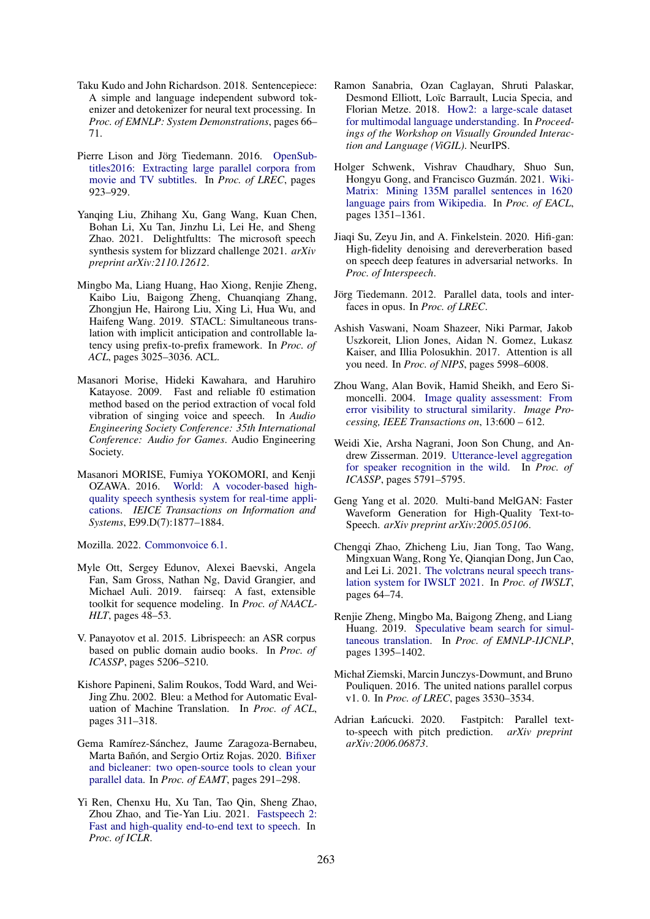Taku Kudo and John Richardson. 2018. Sentencepiece: A simple and language independent subword tokenizer and detokenizer for neural text processing. In *Proc. of EMNLP: System Demonstrations*, pages 66–71.

Pierre Lison and Jörg Tiedemann. 2016. OpenSubtitles2016: Extracting large parallel corpora from movie and TV subtitles. In *Proc. of LREC*, pages 923–929.

Yanqing Liu, Zhihang Xu, Gang Wang, Kuan Chen, Bohan Li, Xu Tan, Jinzhu Li, Lei He, and Sheng Zhao. 2021. Delightfultts: The microsoft speech synthesis system for blizzard challenge 2021. *arXiv preprint arXiv:2110.12612*.

Mingbo Ma, Liang Huang, Hao Xiong, Renjie Zheng, Kaibo Liu, Baigong Zheng, Chuanqiang Zhang, Zhongjun He, Hairong Liu, Xing Li, Hua Wu, and Haifeng Wang. 2019. STACL: Simultaneous translation with implicit anticipation and controllable latency using prefix-to-prefix framework. In *Proc. of ACL*, pages 3025–3036. ACL.

Masanori Morise, Hideki Kawahara, and Haruhiro Katayose. 2009. Fast and reliable f0 estimation method based on the period extraction of vocal fold vibration of singing voice and speech. In *Audio Engineering Society Conference: 35th International Conference: Audio for Games*. Audio Engineering Society.

Masanori MORISE, Fumiya YOKOMORI, and Kenji OZAWA. 2016. World: A vocoder-based high-quality speech synthesis system for real-time applications. *IEICE Transactions on Information and Systems*, E99.D(7):1877–1884.

Mozilla. 2022. Commonvoice 6.1.

Myle Ott, Sergey Edunov, Alexei Baevski, Angela Fan, Sam Gross, Nathan Ng, David Grangier, and Michael Auli. 2019. fairseq: A fast, extensible toolkit for sequence modeling. In *Proc. of NAACL-HLT*, pages 48–53.

V. Panayotov et al. 2015. Librispeech: an ASR corpus based on public domain audio books. In *Proc. of ICASSP*, pages 5206–5210.

Kishore Papineni, Salim Roukos, Todd Ward, and Wei-Jing Zhu. 2002. Bleu: a Method for Automatic Evaluation of Machine Translation. In *Proc. of ACL*, pages 311–318.

Gema Ramírez-Sánchez, Jaume Zaragoza-Bernabeu, Marta Bañón, and Sergio Ortiz Rojas. 2020. Bifixer and bicleaner: two open-source tools to clean your parallel data. In *Proc. of EAMT*, pages 291–298.

Yi Ren, Chenxu Hu, Xu Tan, Tao Qin, Sheng Zhao, Zhou Zhao, and Tie-Yan Liu. 2021. Fastspeech 2: Fast and high-quality end-to-end text to speech. In *Proc. of ICLR*.

Ramon Sanabria, Ozan Caglayan, Shruti Palaskar, Desmond Elliott, Loïc Barrault, Lucia Specia, and Florian Metze. 2018. How2: a large-scale dataset for multimodal language understanding. In *Proceedings of the Workshop on Visually Grounded Interaction and Language (ViGIL)*. NeurIPS.

Holger Schwenk, Vishrav Chaudhary, Shuo Sun, Hongyu Gong, and Francisco Guzmán. 2021. WikiMatrix: Mining 135M parallel sentences in 1620 language pairs from Wikipedia. In *Proc. of EACL*, pages 1351–1361.

Jiaqi Su, Zeyu Jin, and A. Finkelstein. 2020. Hifi-gan: High-fidelity denoising and dereverberation based on speech deep features in adversarial networks. In *Proc. of Interspeech*.

Jörg Tiedemann. 2012. Parallel data, tools and interfaces in opus. In *Proc. of LREC*.

Ashish Vaswani, Noam Shazeer, Niki Parmar, Jakob Uszkoreit, Llion Jones, Aidan N. Gomez, Lukasz Kaiser, and Illia Polosukhin. 2017. Attention is all you need. In *Proc. of NIPS*, pages 5998–6008.

Zhou Wang, Alan Bovik, Hamid Sheikh, and Eero Simoncelli. 2004. Image quality assessment: From error visibility to structural similarity. *Image Processing, IEEE Transactions on*, 13:600 – 612.

Weidi Xie, Arsha Nagrani, Joon Son Chung, and Andrew Zisserman. 2019. Utterance-level aggregation for speaker recognition in the wild. In *Proc. of ICASSP*, pages 5791–5795.

Geng Yang et al. 2020. Multi-band MelGAN: Faster Waveform Generation for High-Quality Text-to-Speech. *arXiv preprint arXiv:2005.05106*.

Chengqi Zhao, Zhicheng Liu, Jian Tong, Tao Wang, Mingxuan Wang, Rong Ye, Qianqian Dong, Jun Cao, and Lei Li. 2021. The volctrans neural speech translation system for IWSLT 2021. In *Proc. of IWSLT*, pages 64–74.

Renjie Zheng, Mingbo Ma, Baigong Zheng, and Liang Huang. 2019. Speculative beam search for simultaneous translation. In *Proc. of EMNLP-IJCNLP*, pages 1395–1402.

Michał Ziemski, Marcin Junczys-Dowmunt, and Bruno Pouliquen. 2016. The united nations parallel corpus v1. 0. In *Proc. of LREC*, pages 3530–3534.

Adrian Łańcucki. 2020. Fastpitch: Parallel text-to-speech with pitch prediction. *arXiv preprint arXiv:2006.06873*.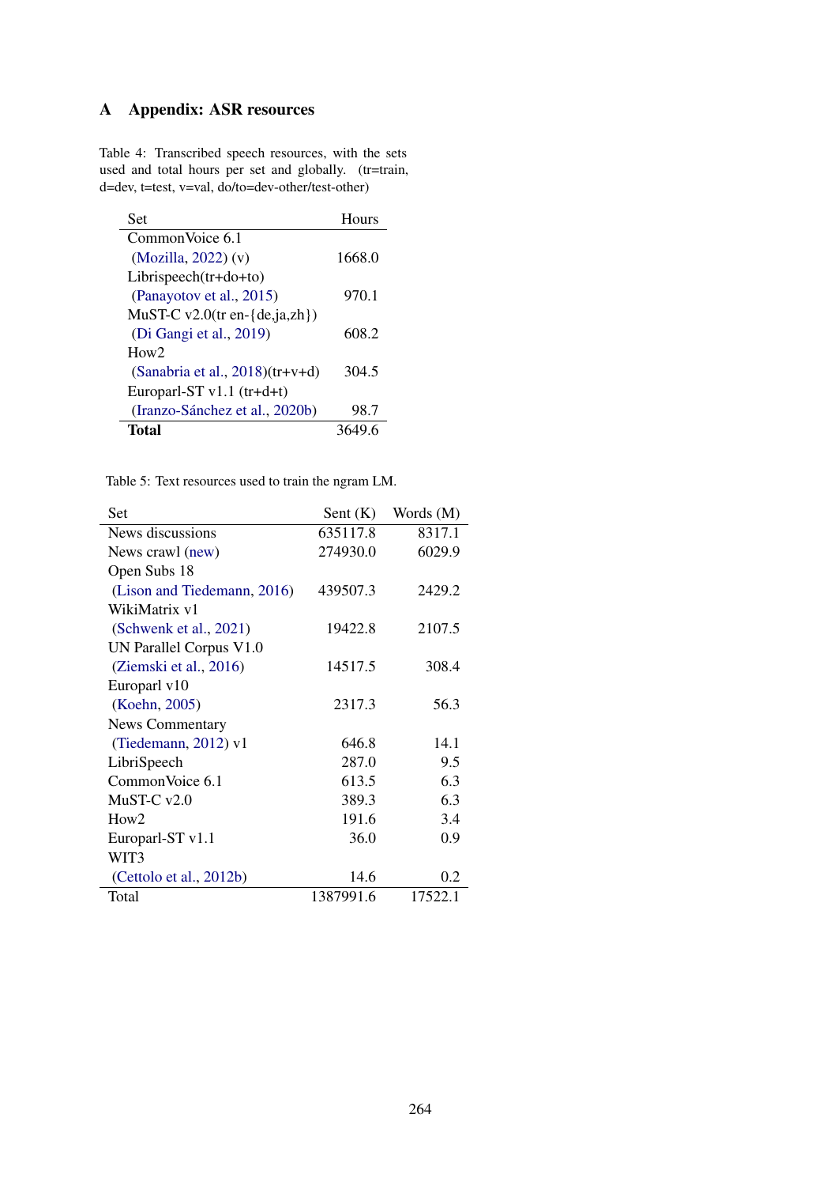## A Appendix: ASR resources

Table 4: Transcribed speech resources, with the sets used and total hours per set and globally. (tr=train, d=dev, t=test, v=val, do/to=dev-other/test-other)

| Set | Hours |
|---|---|
| CommonVoice 6.1 (Mozilla, 2022) (v) | 1668.0 |
| Librispeech(tr+do+to) (Panayotov et al., 2015) | 970.1 |
| MuST-C v2.0(tr en-{de,ja,zh}) (Di Gangi et al., 2019) | 608.2 |
| How2 (Sanabria et al., 2018)(tr+v+d) | 304.5 |
| Europarl-ST v1.1 (tr+d+t) (Iranzo-Sánchez et al., 2020b) | 98.7 |
| **Total** | 3649.6 |

Table 5: Text resources used to train the ngram LM.

| Set | Sent (K) | Words (M) |
|---|---|---|
| News discussions | 635117.8 | 8317.1 |
| News crawl (new) | 274930.0 | 6029.9 |
| Open Subs 18 (Lison and Tiedemann, 2016) | 439507.3 | 2429.2 |
| WikiMatrix v1 (Schwenk et al., 2021) | 19422.8 | 2107.5 |
| UN Parallel Corpus V1.0 (Ziemski et al., 2016) | 14517.5 | 308.4 |
| Europarl v10 (Koehn, 2005) | 2317.3 | 56.3 |
| News Commentary (Tiedemann, 2012) v1 | 646.8 | 14.1 |
| LibriSpeech | 287.0 | 9.5 |
| CommonVoice 6.1 | 613.5 | 6.3 |
| MuST-C v2.0 | 389.3 | 6.3 |
| How2 | 191.6 | 3.4 |
| Europarl-ST v1.1 | 36.0 | 0.9 |
| WIT3 (Cettolo et al., 2012b) | 14.6 | 0.2 |
| Total | 1387991.6 | 17522.1 |